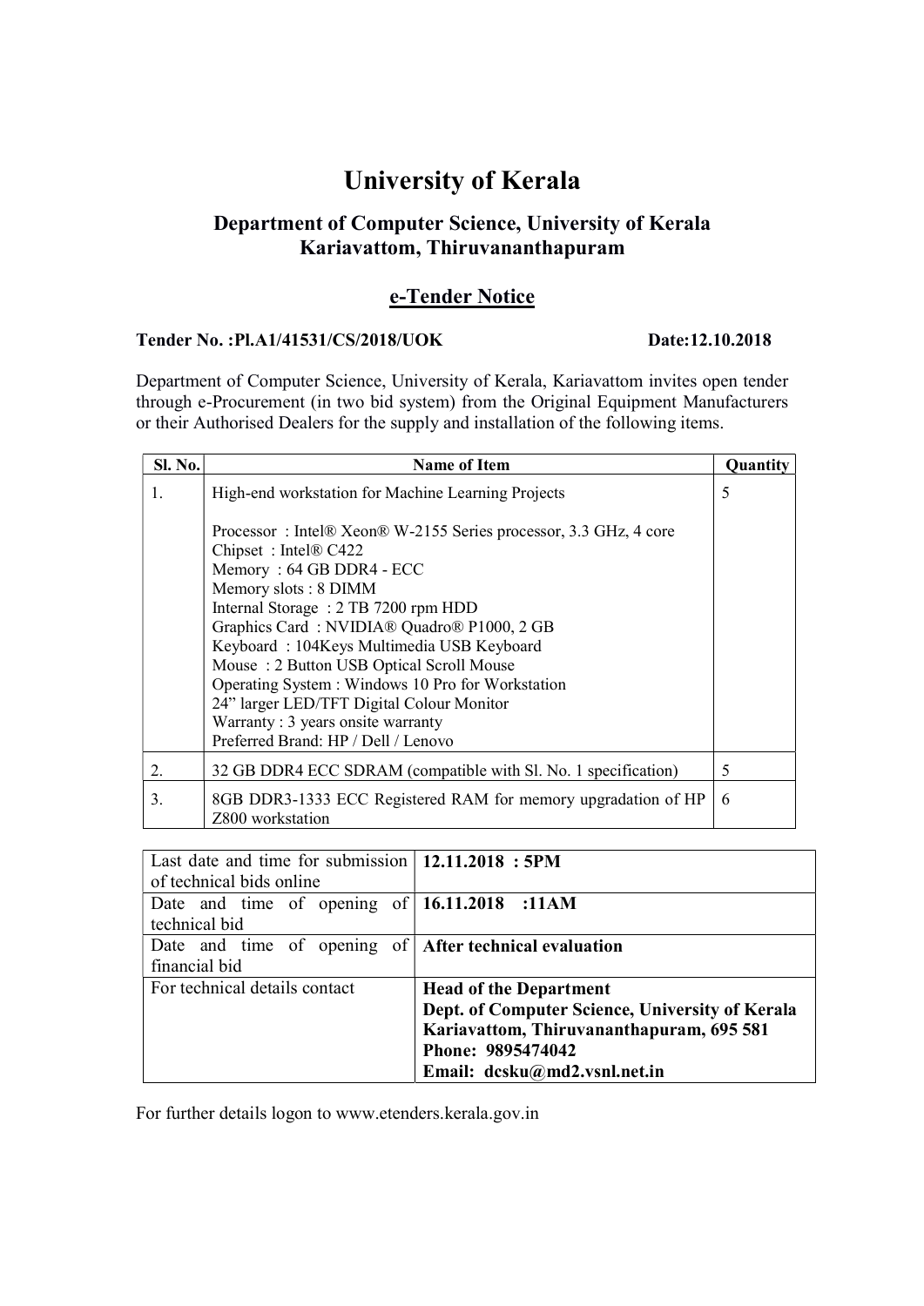# University of Kerala

## Department of Computer Science, University of Kerala
## Kariavattom, Thiruvananthapuram

## e-Tender Notice

**Tender No. :Pl.A1/41531/CS/2018/UOK** **Date:12.10.2018**

Department of Computer Science, University of Kerala, Kariavattom invites open tender through e-Procurement (in two bid system) from the Original Equipment Manufacturers or their Authorised Dealers for the supply and installation of the following items.

| Sl. No. | Name of Item | Quantity |
|---|---|---|
| 1. | High-end workstation for Machine Learning Projects<br><br>Processor : Intel® Xeon® W-2155 Series processor, 3.3 GHz, 4 core<br>Chipset : Intel® C422<br>Memory : 64 GB DDR4 - ECC<br>Memory slots : 8 DIMM<br>Internal Storage : 2 TB 7200 rpm HDD<br>Graphics Card : NVIDIA® Quadro® P1000, 2 GB<br>Keyboard : 104Keys Multimedia USB Keyboard<br>Mouse : 2 Button USB Optical Scroll Mouse<br>Operating System : Windows 10 Pro for Workstation<br>24" larger LED/TFT Digital Colour Monitor<br>Warranty : 3 years onsite warranty<br>Preferred Brand: HP / Dell / Lenovo | 5 |
| 2. | 32 GB DDR4 ECC SDRAM (compatible with Sl. No. 1 specification) | 5 |
| 3. | 8GB DDR3-1333 ECC Registered RAM for memory upgradation of HP Z800 workstation | 6 |

| | |
|---|---|
| Last date and time for submission of technical bids online | **12.11.2018 : 5PM** |
| Date and time of opening of technical bid | **16.11.2018 :11AM** |
| Date and time of opening of financial bid | **After technical evaluation** |
| For technical details contact | **Head of the Department**<br>**Dept. of Computer Science, University of Kerala**<br>**Kariavattom, Thiruvananthapuram, 695 581**<br>**Phone: 9895474042**<br>**Email: dcsku@md2.vsnl.net.in** |

For further details logon to www.etenders.kerala.gov.in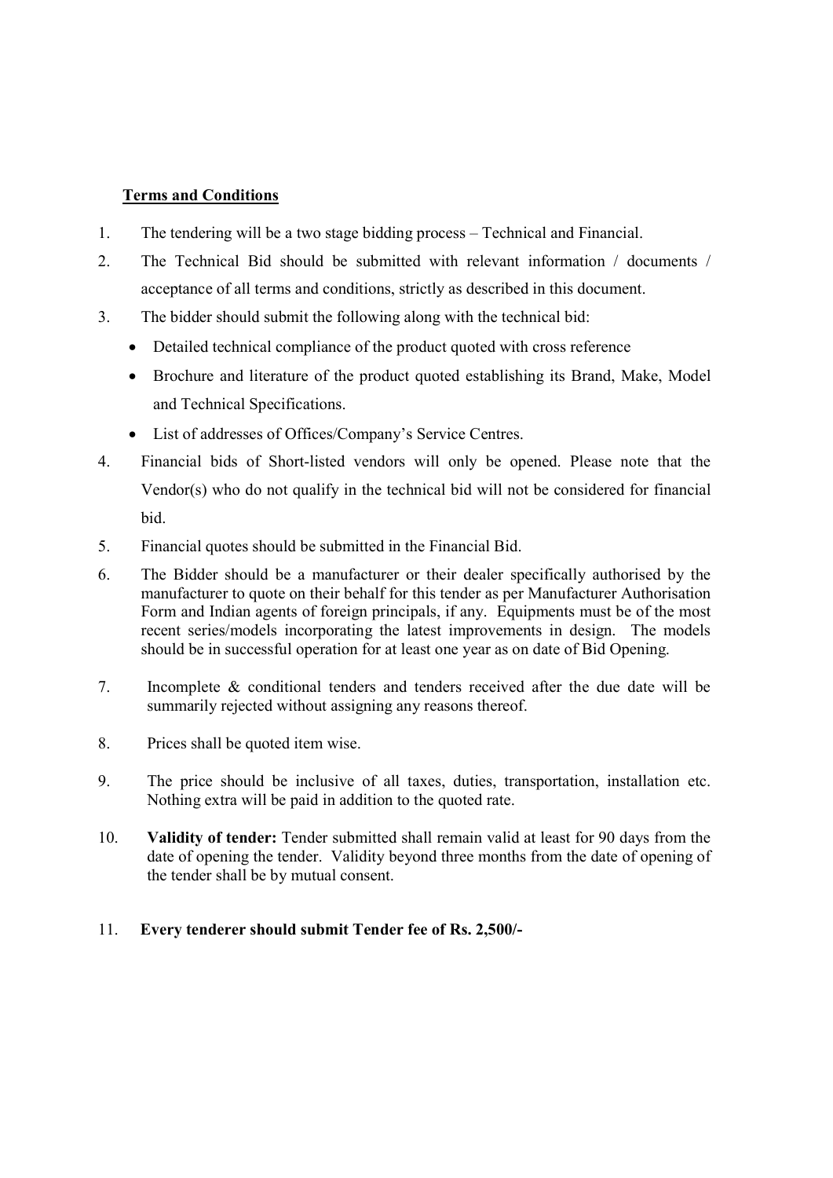**Terms and Conditions**

1. The tendering will be a two stage bidding process – Technical and Financial.
2. The Technical Bid should be submitted with relevant information / documents / acceptance of all terms and conditions, strictly as described in this document.
3. The bidder should submit the following along with the technical bid:
   - Detailed technical compliance of the product quoted with cross reference
   - Brochure and literature of the product quoted establishing its Brand, Make, Model and Technical Specifications.
   - List of addresses of Offices/Company's Service Centres.
4. Financial bids of Short-listed vendors will only be opened. Please note that the Vendor(s) who do not qualify in the technical bid will not be considered for financial bid.
5. Financial quotes should be submitted in the Financial Bid.
6. The Bidder should be a manufacturer or their dealer specifically authorised by the manufacturer to quote on their behalf for this tender as per Manufacturer Authorisation Form and Indian agents of foreign principals, if any. Equipments must be of the most recent series/models incorporating the latest improvements in design. The models should be in successful operation for at least one year as on date of Bid Opening.
7. Incomplete & conditional tenders and tenders received after the due date will be summarily rejected without assigning any reasons thereof.
8. Prices shall be quoted item wise.
9. The price should be inclusive of all taxes, duties, transportation, installation etc. Nothing extra will be paid in addition to the quoted rate.
10. **Validity of tender:** Tender submitted shall remain valid at least for 90 days from the date of opening the tender. Validity beyond three months from the date of opening of the tender shall be by mutual consent.
11. **Every tenderer should submit Tender fee of Rs. 2,500/-**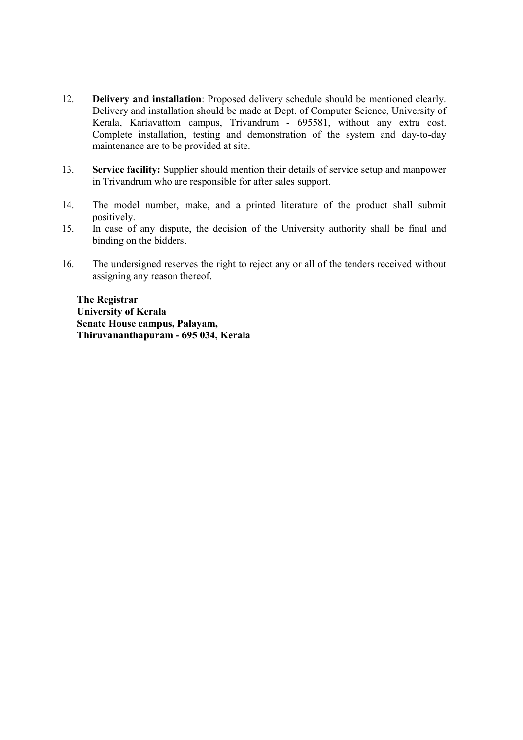12. **Delivery and installation**: Proposed delivery schedule should be mentioned clearly. Delivery and installation should be made at Dept. of Computer Science, University of Kerala, Kariavattom campus, Trivandrum - 695581, without any extra cost. Complete installation, testing and demonstration of the system and day-to-day maintenance are to be provided at site.

13. **Service facility:** Supplier should mention their details of service setup and manpower in Trivandrum who are responsible for after sales support.

14. The model number, make, and a printed literature of the product shall submit positively.
15. In case of any dispute, the decision of the University authority shall be final and binding on the bidders.

16. The undersigned reserves the right to reject any or all of the tenders received without assigning any reason thereof.

**The Registrar**
**University of Kerala**
**Senate House campus, Palayam,**
**Thiruvananthapuram - 695 034, Kerala**